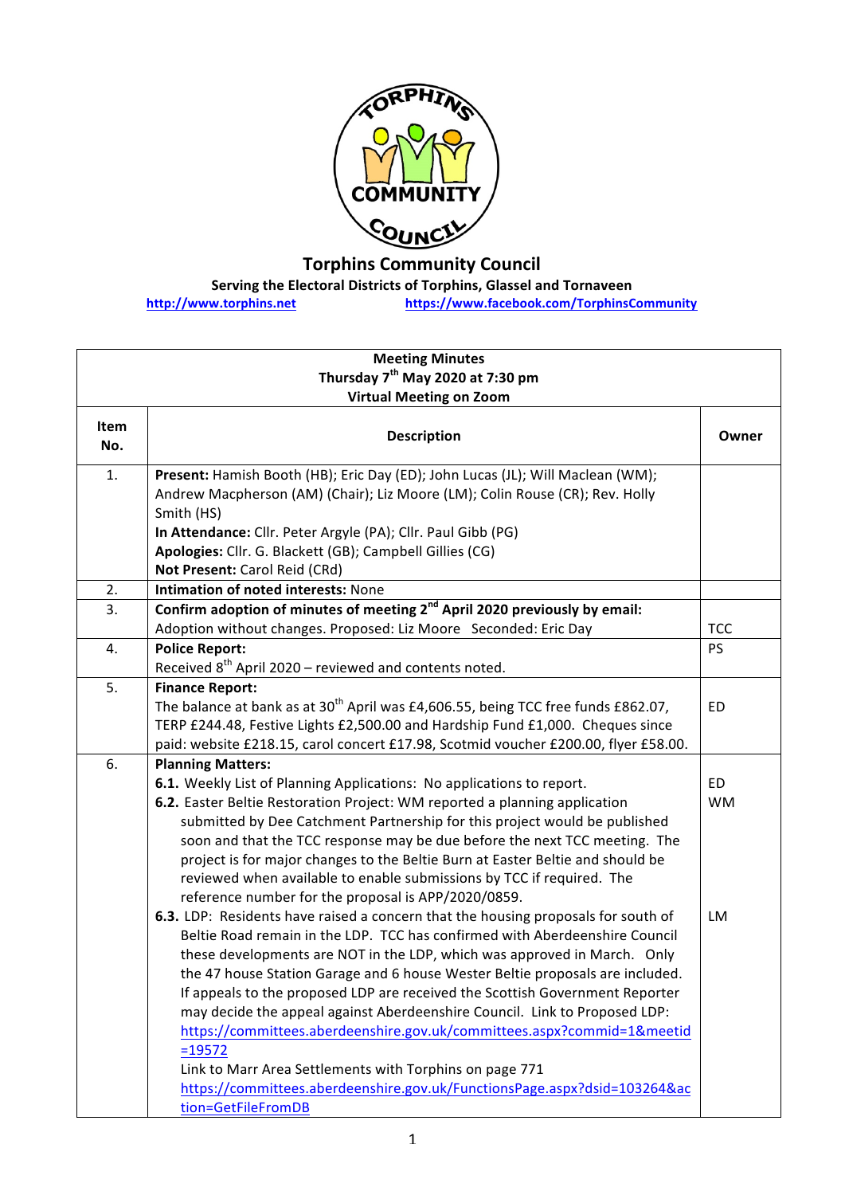# Torphins Community Council

**Serving the Electoral Districts of Torphins, Glassel and Tornaveen**

http://www.torphins.net https://www.facebook.com/TorphinsCommunity

| **Meeting Minutes**<br>**Thursday 7th May 2020 at 7:30 pm**<br>**Virtual Meeting on Zoom** | | |
|---|---|---|
| **Item No.** | **Description** | **Owner** |
| 1. | **Present:** Hamish Booth (HB); Eric Day (ED); John Lucas (JL); Will Maclean (WM); Andrew Macpherson (AM) (Chair); Liz Moore (LM); Colin Rouse (CR); Rev. Holly Smith (HS)<br>**In Attendance:** Cllr. Peter Argyle (PA); Cllr. Paul Gibb (PG)<br>**Apologies:** Cllr. G. Blackett (GB); Campbell Gillies (CG)<br>**Not Present:** Carol Reid (CRd) | |
| 2. | **Intimation of noted interests:** None | |
| 3. | **Confirm adoption of minutes of meeting 2nd April 2020 previously by email:**<br>Adoption without changes. Proposed: Liz Moore Seconded: Eric Day | TCC |
| 4. | **Police Report:**<br>Received 8th April 2020 – reviewed and contents noted. | PS |
| 5. | **Finance Report:**<br>The balance at bank as at 30th April was £4,606.55, being TCC free funds £862.07, TERP £244.48, Festive Lights £2,500.00 and Hardship Fund £1,000. Cheques since paid: website £218.15, carol concert £17.98, Scotmid voucher £200.00, flyer £58.00. | ED |
| 6. | **Planning Matters:**<br>**6.1.** Weekly List of Planning Applications: No applications to report.<br>**6.2.** Easter Beltie Restoration Project: WM reported a planning application submitted by Dee Catchment Partnership for this project would be published soon and that the TCC response may be due before the next TCC meeting. The project is for major changes to the Beltie Burn at Easter Beltie and should be reviewed when available to enable submissions by TCC if required. The reference number for the proposal is APP/2020/0859.<br>**6.3.** LDP: Residents have raised a concern that the housing proposals for south of Beltie Road remain in the LDP. TCC has confirmed with Aberdeenshire Council these developments are NOT in the LDP, which was approved in March. Only the 47 house Station Garage and 6 house Wester Beltie proposals are included. If appeals to the proposed LDP are received the Scottish Government Reporter may decide the appeal against Aberdeenshire Council. Link to Proposed LDP: https://committees.aberdeenshire.gov.uk/committees.aspx?commid=1&meetid=19572<br>Link to Marr Area Settlements with Torphins on page 771<br>https://committees.aberdeenshire.gov.uk/FunctionsPage.aspx?dsid=103264&action=GetFileFromDB | ED<br>WM<br><br>LM |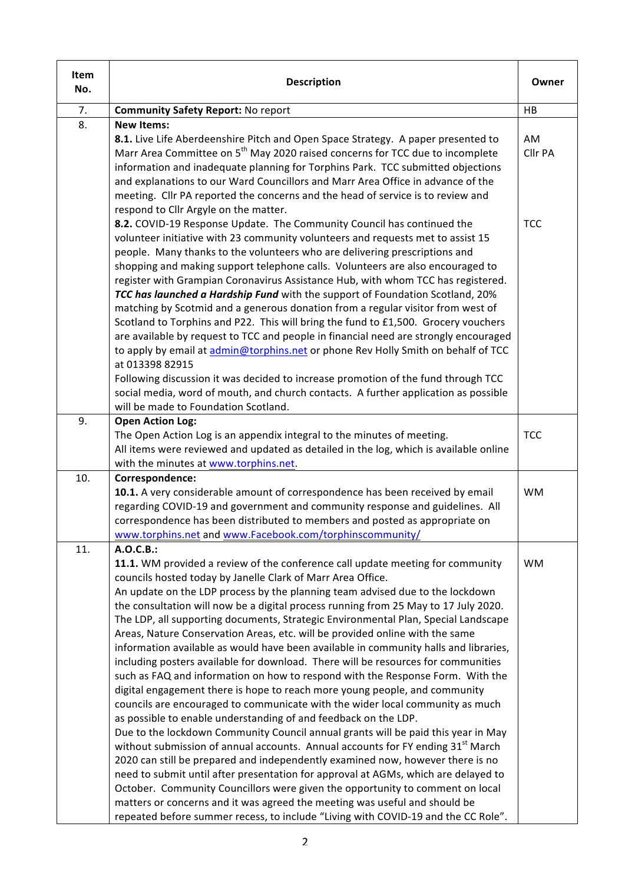| Item No. | Description | Owner |
|---|---|---|
| 7. | **Community Safety Report:** No report | HB |
| 8. | **New Items:**<br>**8.1.** Live Life Aberdeenshire Pitch and Open Space Strategy. A paper presented to Marr Area Committee on 5th May 2020 raised concerns for TCC due to incomplete information and inadequate planning for Torphins Park. TCC submitted objections and explanations to our Ward Councillors and Marr Area Office in advance of the meeting. Cllr PA reported the concerns and the head of service is to review and respond to Cllr Argyle on the matter.<br>**8.2.** COVID-19 Response Update. The Community Council has continued the volunteer initiative with 23 community volunteers and requests met to assist 15 people. Many thanks to the volunteers who are delivering prescriptions and shopping and making support telephone calls. Volunteers are also encouraged to register with Grampian Coronavirus Assistance Hub, with whom TCC has registered. ***TCC has launched a Hardship Fund*** with the support of Foundation Scotland, 20% matching by Scotmid and a generous donation from a regular visitor from west of Scotland to Torphins and P22. This will bring the fund to £1,500. Grocery vouchers are available by request to TCC and people in financial need are strongly encouraged to apply by email at admin@torphins.net or phone Rev Holly Smith on behalf of TCC at 013398 82915<br>Following discussion it was decided to increase promotion of the fund through TCC social media, word of mouth, and church contacts. A further application as possible will be made to Foundation Scotland. | AM<br>Cllr PA<br><br><br><br><br>TCC |
| 9. | **Open Action Log:**<br>The Open Action Log is an appendix integral to the minutes of meeting.<br>All items were reviewed and updated as detailed in the log, which is available online with the minutes at www.torphins.net. | TCC |
| 10. | **Correspondence:**<br>**10.1.** A very considerable amount of correspondence has been received by email regarding COVID-19 and government and community response and guidelines. All correspondence has been distributed to members and posted as appropriate on www.torphins.net and www.Facebook.com/torphinscommunity/ | WM |
| 11. | **A.O.C.B.:**<br>**11.1.** WM provided a review of the conference call update meeting for community councils hosted today by Janelle Clark of Marr Area Office.<br>An update on the LDP process by the planning team advised due to the lockdown the consultation will now be a digital process running from 25 May to 17 July 2020. The LDP, all supporting documents, Strategic Environmental Plan, Special Landscape Areas, Nature Conservation Areas, etc. will be provided online with the same information available as would have been available in community halls and libraries, including posters available for download. There will be resources for communities such as FAQ and information on how to respond with the Response Form. With the digital engagement there is hope to reach more young people, and community councils are encouraged to communicate with the wider local community as much as possible to enable understanding of and feedback on the LDP.<br>Due to the lockdown Community Council annual grants will be paid this year in May without submission of annual accounts. Annual accounts for FY ending 31st March 2020 can still be prepared and independently examined now, however there is no need to submit until after presentation for approval at AGMs, which are delayed to October. Community Councillors were given the opportunity to comment on local matters or concerns and it was agreed the meeting was useful and should be repeated before summer recess, to include "Living with COVID-19 and the CC Role". | WM |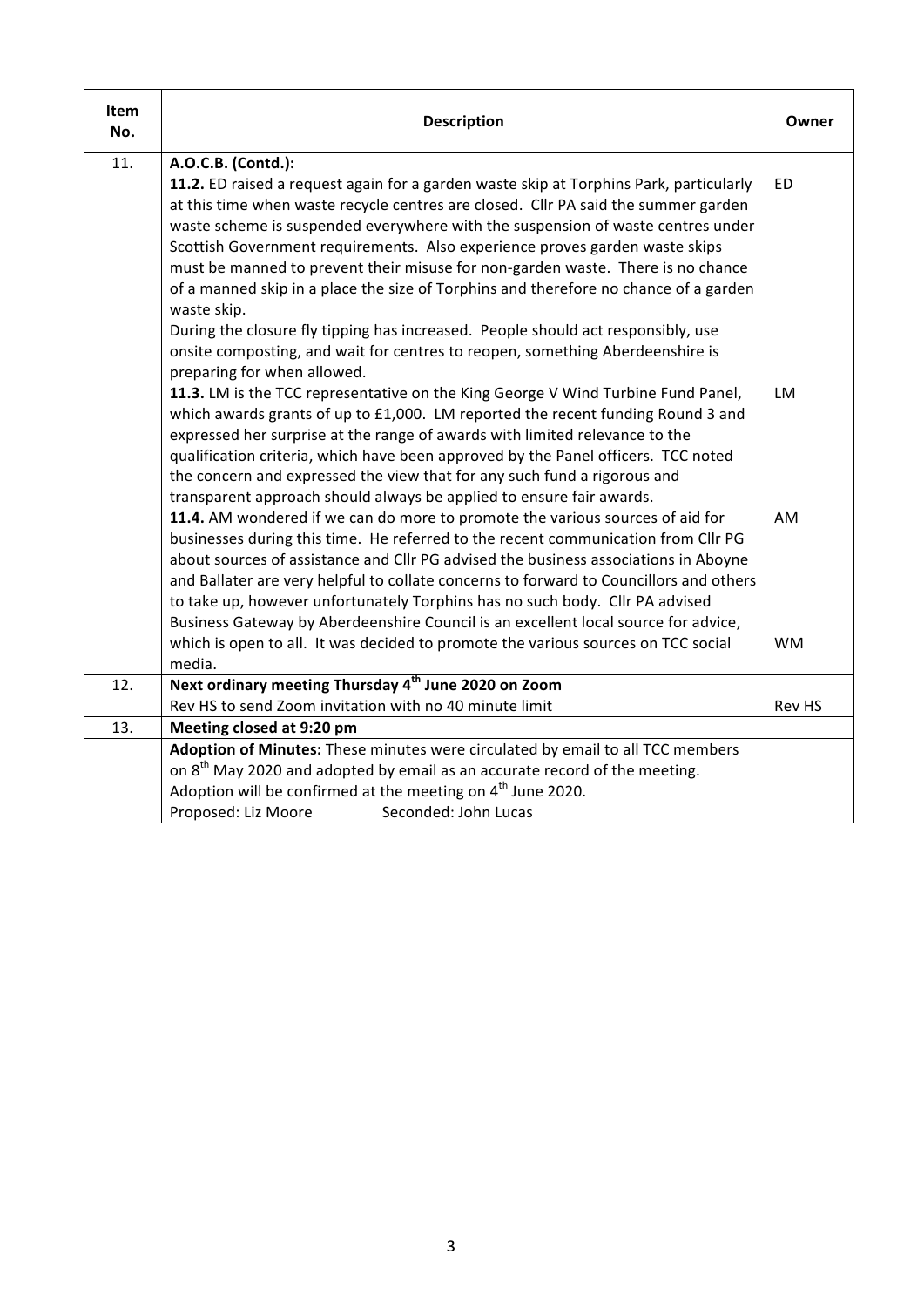| Item No. | Description | Owner |
|---|---|---|
| 11. | **A.O.C.B. (Contd.):**<br>**11.2.** ED raised a request again for a garden waste skip at Torphins Park, particularly at this time when waste recycle centres are closed. Cllr PA said the summer garden waste scheme is suspended everywhere with the suspension of waste centres under Scottish Government requirements. Also experience proves garden waste skips must be manned to prevent their misuse for non-garden waste. There is no chance of a manned skip in a place the size of Torphins and therefore no chance of a garden waste skip.<br>During the closure fly tipping has increased. People should act responsibly, use onsite composting, and wait for centres to reopen, something Aberdeenshire is preparing for when allowed.<br>**11.3.** LM is the TCC representative on the King George V Wind Turbine Fund Panel, which awards grants of up to £1,000. LM reported the recent funding Round 3 and expressed her surprise at the range of awards with limited relevance to the qualification criteria, which have been approved by the Panel officers. TCC noted the concern and expressed the view that for any such fund a rigorous and transparent approach should always be applied to ensure fair awards.<br>**11.4.** AM wondered if we can do more to promote the various sources of aid for businesses during this time. He referred to the recent communication from Cllr PG about sources of assistance and Cllr PG advised the business associations in Aboyne and Ballater are very helpful to collate concerns to forward to Councillors and others to take up, however unfortunately Torphins has no such body. Cllr PA advised Business Gateway by Aberdeenshire Council is an excellent local source for advice, which is open to all. It was decided to promote the various sources on TCC social media. | ED<br><br>LM<br><br>AM<br><br>WM |
| 12. | **Next ordinary meeting Thursday 4th June 2020 on Zoom**<br>Rev HS to send Zoom invitation with no 40 minute limit | Rev HS |
| 13. | **Meeting closed at 9:20 pm** | |
| | **Adoption of Minutes:** These minutes were circulated by email to all TCC members on 8th May 2020 and adopted by email as an accurate record of the meeting. Adoption will be confirmed at the meeting on 4th June 2020.<br>Proposed: Liz Moore Seconded: John Lucas | |